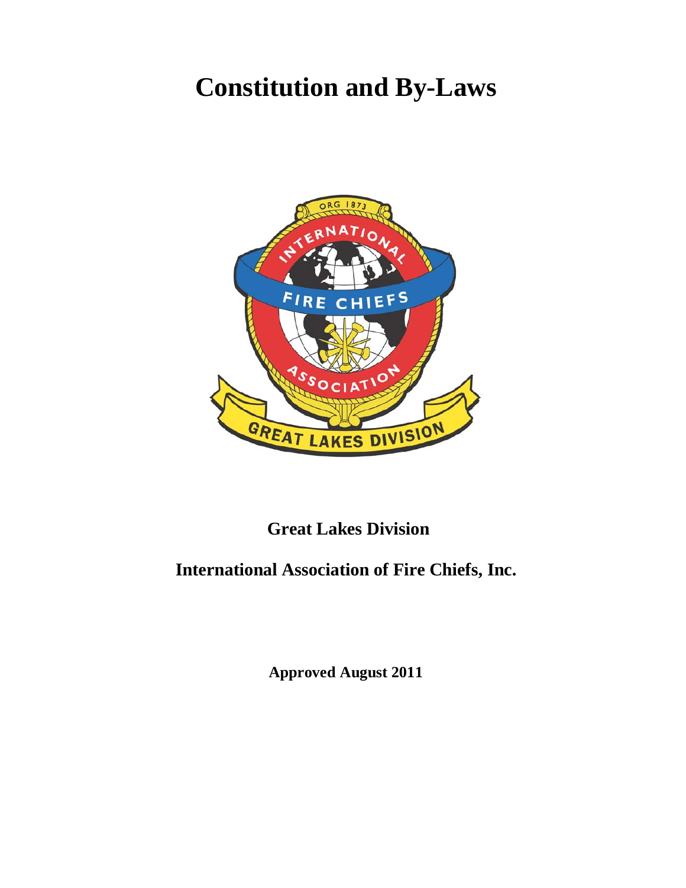# Constitution and By-Laws

**Great Lakes Division**

**International Association of Fire Chiefs, Inc.**

**Approved August 2011**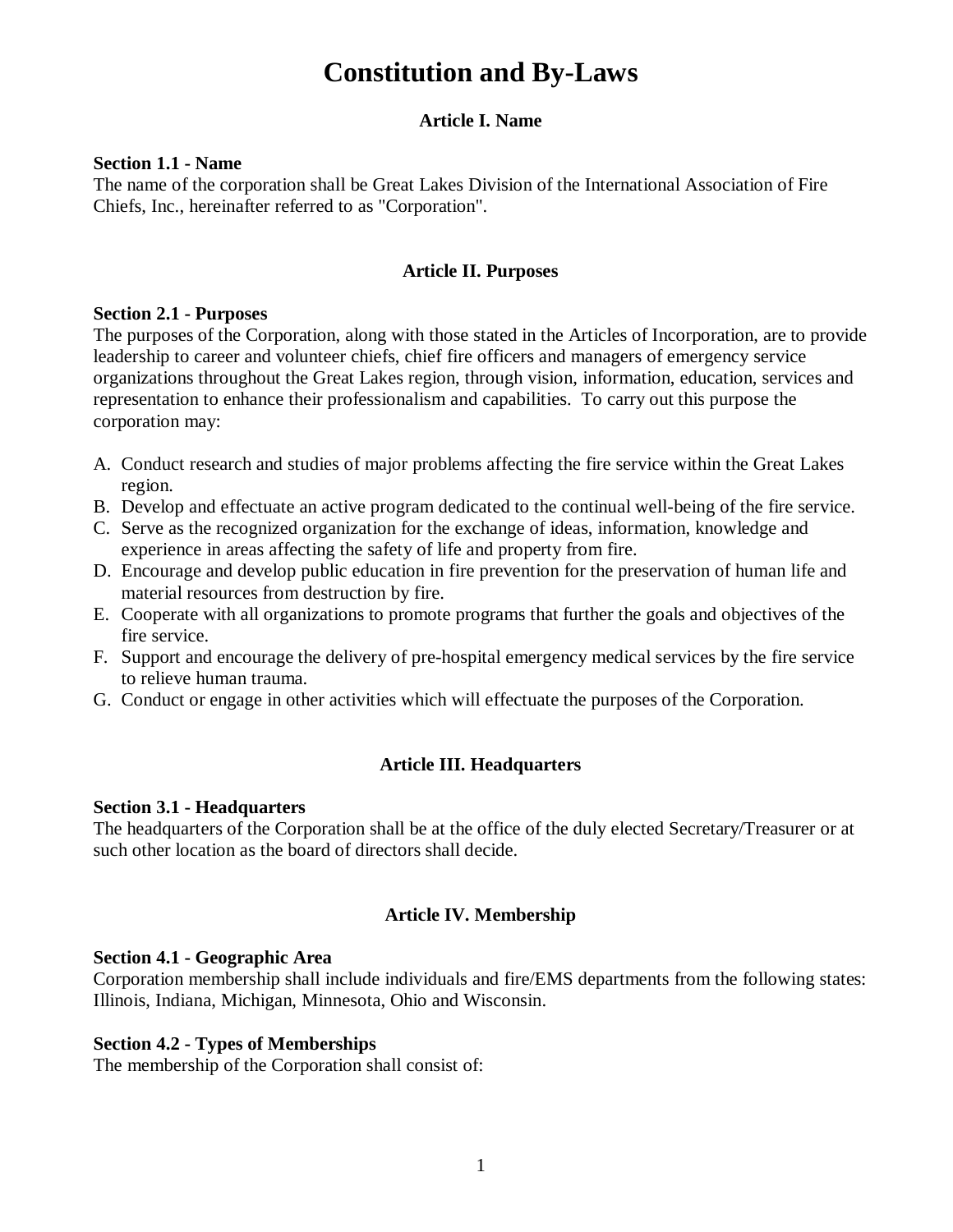# Constitution and By-Laws

## Article I. Name

**Section 1.1 - Name**
The name of the corporation shall be Great Lakes Division of the International Association of Fire Chiefs, Inc., hereinafter referred to as "Corporation".

## Article II. Purposes

**Section 2.1 - Purposes**
The purposes of the Corporation, along with those stated in the Articles of Incorporation, are to provide leadership to career and volunteer chiefs, chief fire officers and managers of emergency service organizations throughout the Great Lakes region, through vision, information, education, services and representation to enhance their professionalism and capabilities. To carry out this purpose the corporation may:

A. Conduct research and studies of major problems affecting the fire service within the Great Lakes region.
B. Develop and effectuate an active program dedicated to the continual well-being of the fire service.
C. Serve as the recognized organization for the exchange of ideas, information, knowledge and experience in areas affecting the safety of life and property from fire.
D. Encourage and develop public education in fire prevention for the preservation of human life and material resources from destruction by fire.
E. Cooperate with all organizations to promote programs that further the goals and objectives of the fire service.
F. Support and encourage the delivery of pre-hospital emergency medical services by the fire service to relieve human trauma.
G. Conduct or engage in other activities which will effectuate the purposes of the Corporation.

## Article III. Headquarters

**Section 3.1 - Headquarters**
The headquarters of the Corporation shall be at the office of the duly elected Secretary/Treasurer or at such other location as the board of directors shall decide.

## Article IV. Membership

**Section 4.1 - Geographic Area**
Corporation membership shall include individuals and fire/EMS departments from the following states: Illinois, Indiana, Michigan, Minnesota, Ohio and Wisconsin.

**Section 4.2 - Types of Memberships**
The membership of the Corporation shall consist of: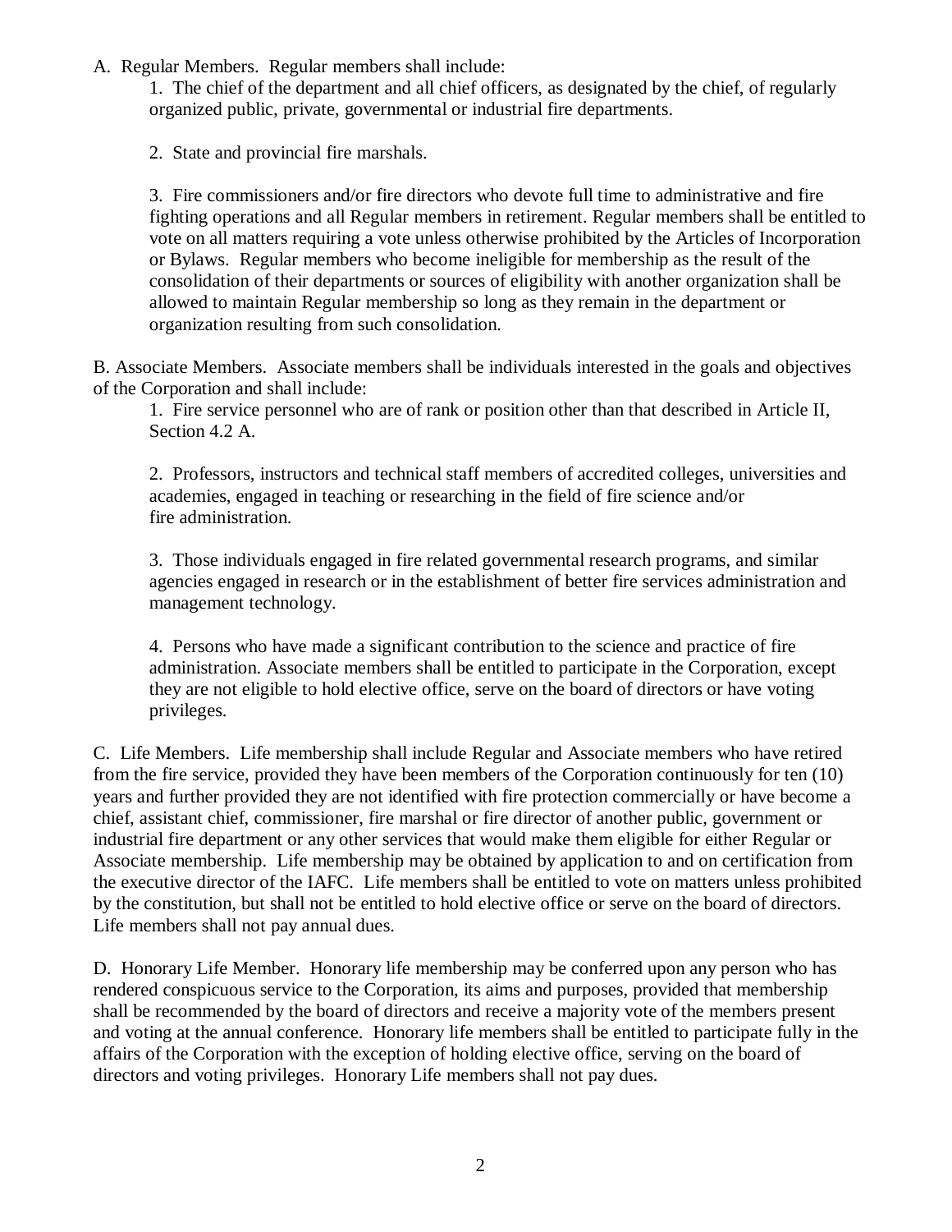A. Regular Members. Regular members shall include:

1. The chief of the department and all chief officers, as designated by the chief, of regularly organized public, private, governmental or industrial fire departments.

2. State and provincial fire marshals.

3. Fire commissioners and/or fire directors who devote full time to administrative and fire fighting operations and all Regular members in retirement. Regular members shall be entitled to vote on all matters requiring a vote unless otherwise prohibited by the Articles of Incorporation or Bylaws. Regular members who become ineligible for membership as the result of the consolidation of their departments or sources of eligibility with another organization shall be allowed to maintain Regular membership so long as they remain in the department or organization resulting from such consolidation.

B. Associate Members. Associate members shall be individuals interested in the goals and objectives of the Corporation and shall include:

1. Fire service personnel who are of rank or position other than that described in Article II, Section 4.2 A.

2. Professors, instructors and technical staff members of accredited colleges, universities and academies, engaged in teaching or researching in the field of fire science and/or fire administration.

3. Those individuals engaged in fire related governmental research programs, and similar agencies engaged in research or in the establishment of better fire services administration and management technology.

4. Persons who have made a significant contribution to the science and practice of fire administration. Associate members shall be entitled to participate in the Corporation, except they are not eligible to hold elective office, serve on the board of directors or have voting privileges.

C. Life Members. Life membership shall include Regular and Associate members who have retired from the fire service, provided they have been members of the Corporation continuously for ten (10) years and further provided they are not identified with fire protection commercially or have become a chief, assistant chief, commissioner, fire marshal or fire director of another public, government or industrial fire department or any other services that would make them eligible for either Regular or Associate membership. Life membership may be obtained by application to and on certification from the executive director of the IAFC. Life members shall be entitled to vote on matters unless prohibited by the constitution, but shall not be entitled to hold elective office or serve on the board of directors. Life members shall not pay annual dues.

D. Honorary Life Member. Honorary life membership may be conferred upon any person who has rendered conspicuous service to the Corporation, its aims and purposes, provided that membership shall be recommended by the board of directors and receive a majority vote of the members present and voting at the annual conference. Honorary life members shall be entitled to participate fully in the affairs of the Corporation with the exception of holding elective office, serving on the board of directors and voting privileges. Honorary Life members shall not pay dues.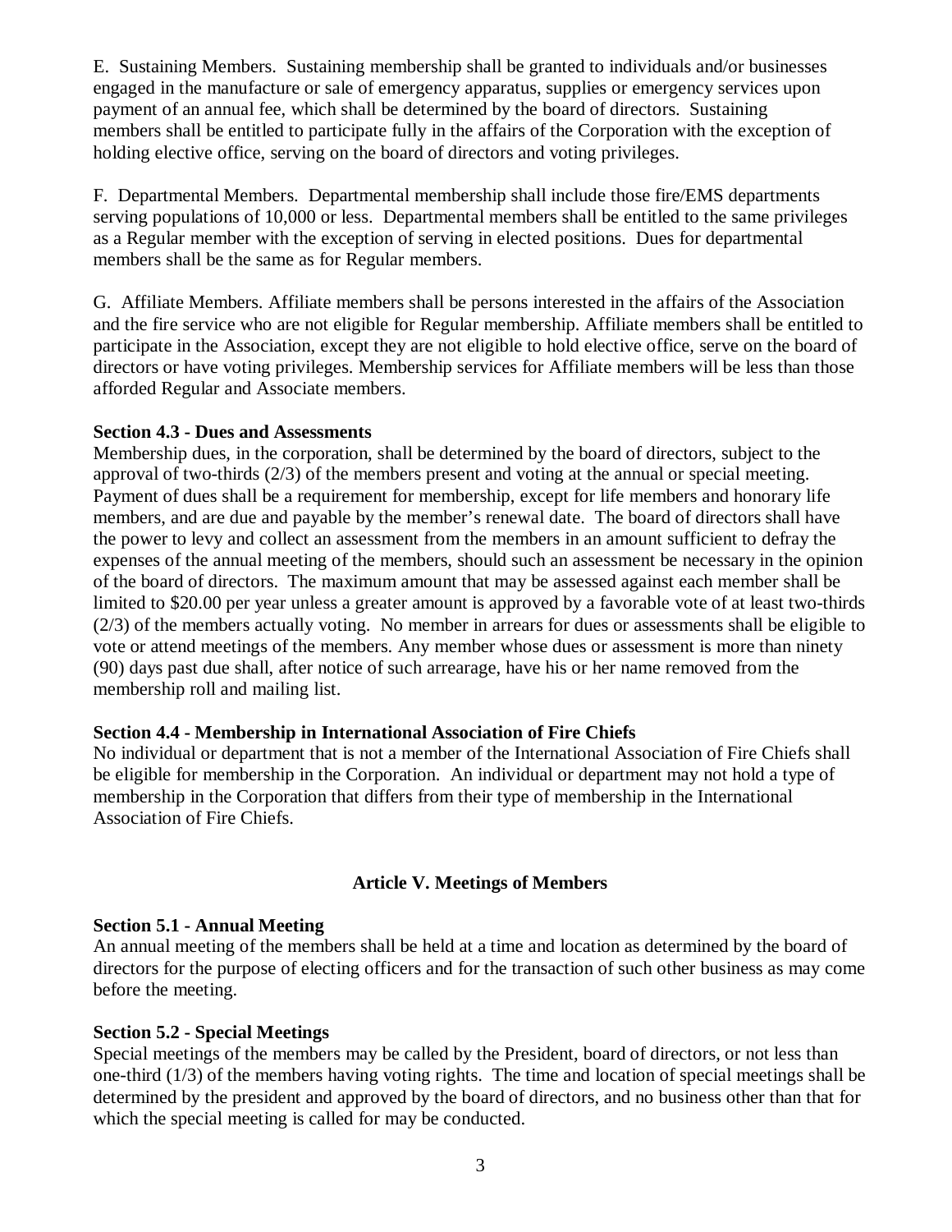E. Sustaining Members. Sustaining membership shall be granted to individuals and/or businesses engaged in the manufacture or sale of emergency apparatus, supplies or emergency services upon payment of an annual fee, which shall be determined by the board of directors. Sustaining members shall be entitled to participate fully in the affairs of the Corporation with the exception of holding elective office, serving on the board of directors and voting privileges.

F. Departmental Members. Departmental membership shall include those fire/EMS departments serving populations of 10,000 or less. Departmental members shall be entitled to the same privileges as a Regular member with the exception of serving in elected positions. Dues for departmental members shall be the same as for Regular members.

G. Affiliate Members. Affiliate members shall be persons interested in the affairs of the Association and the fire service who are not eligible for Regular membership. Affiliate members shall be entitled to participate in the Association, except they are not eligible to hold elective office, serve on the board of directors or have voting privileges. Membership services for Affiliate members will be less than those afforded Regular and Associate members.

**Section 4.3 - Dues and Assessments**

Membership dues, in the corporation, shall be determined by the board of directors, subject to the approval of two-thirds (2/3) of the members present and voting at the annual or special meeting. Payment of dues shall be a requirement for membership, except for life members and honorary life members, and are due and payable by the member's renewal date. The board of directors shall have the power to levy and collect an assessment from the members in an amount sufficient to defray the expenses of the annual meeting of the members, should such an assessment be necessary in the opinion of the board of directors. The maximum amount that may be assessed against each member shall be limited to $20.00 per year unless a greater amount is approved by a favorable vote of at least two-thirds (2/3) of the members actually voting. No member in arrears for dues or assessments shall be eligible to vote or attend meetings of the members. Any member whose dues or assessment is more than ninety (90) days past due shall, after notice of such arrearage, have his or her name removed from the membership roll and mailing list.

**Section 4.4 - Membership in International Association of Fire Chiefs**

No individual or department that is not a member of the International Association of Fire Chiefs shall be eligible for membership in the Corporation. An individual or department may not hold a type of membership in the Corporation that differs from their type of membership in the International Association of Fire Chiefs.

## Article V. Meetings of Members

**Section 5.1 - Annual Meeting**

An annual meeting of the members shall be held at a time and location as determined by the board of directors for the purpose of electing officers and for the transaction of such other business as may come before the meeting.

**Section 5.2 - Special Meetings**

Special meetings of the members may be called by the President, board of directors, or not less than one-third (1/3) of the members having voting rights. The time and location of special meetings shall be determined by the president and approved by the board of directors, and no business other than that for which the special meeting is called for may be conducted.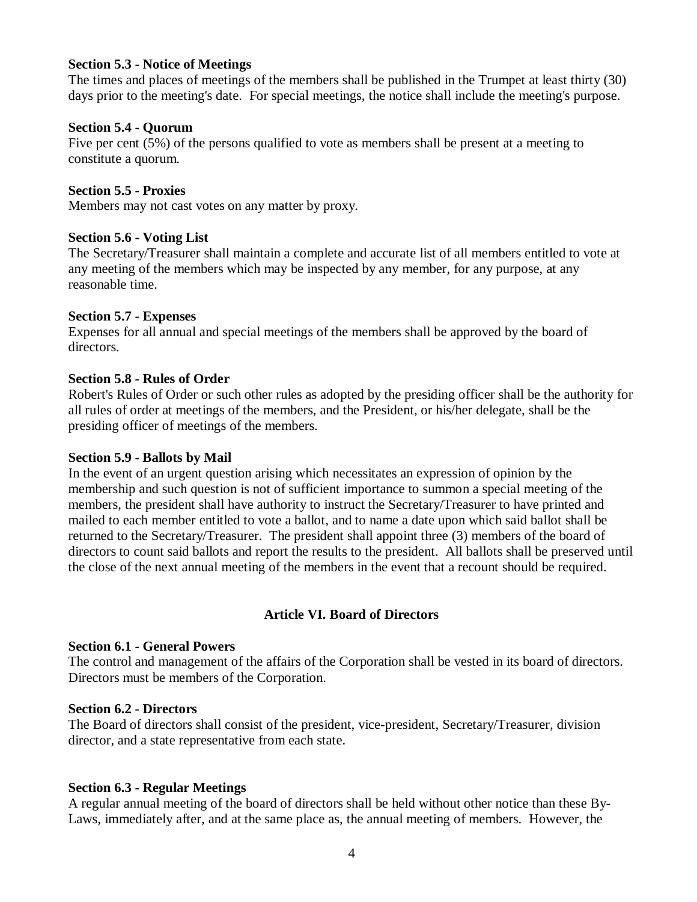**Section 5.3 - Notice of Meetings**
The times and places of meetings of the members shall be published in the Trumpet at least thirty (30) days prior to the meeting's date. For special meetings, the notice shall include the meeting's purpose.

**Section 5.4 - Quorum**
Five per cent (5%) of the persons qualified to vote as members shall be present at a meeting to constitute a quorum.

**Section 5.5 - Proxies**
Members may not cast votes on any matter by proxy.

**Section 5.6 - Voting List**
The Secretary/Treasurer shall maintain a complete and accurate list of all members entitled to vote at any meeting of the members which may be inspected by any member, for any purpose, at any reasonable time.

**Section 5.7 - Expenses**
Expenses for all annual and special meetings of the members shall be approved by the board of directors.

**Section 5.8 - Rules of Order**
Robert's Rules of Order or such other rules as adopted by the presiding officer shall be the authority for all rules of order at meetings of the members, and the President, or his/her delegate, shall be the presiding officer of meetings of the members.

**Section 5.9 - Ballots by Mail**
In the event of an urgent question arising which necessitates an expression of opinion by the membership and such question is not of sufficient importance to summon a special meeting of the members, the president shall have authority to instruct the Secretary/Treasurer to have printed and mailed to each member entitled to vote a ballot, and to name a date upon which said ballot shall be returned to the Secretary/Treasurer. The president shall appoint three (3) members of the board of directors to count said ballots and report the results to the president. All ballots shall be preserved until the close of the next annual meeting of the members in the event that a recount should be required.

## Article VI. Board of Directors

**Section 6.1 - General Powers**
The control and management of the affairs of the Corporation shall be vested in its board of directors. Directors must be members of the Corporation.

**Section 6.2 - Directors**
The Board of directors shall consist of the president, vice-president, Secretary/Treasurer, division director, and a state representative from each state.

**Section 6.3 - Regular Meetings**
A regular annual meeting of the board of directors shall be held without other notice than these By-Laws, immediately after, and at the same place as, the annual meeting of members. However, the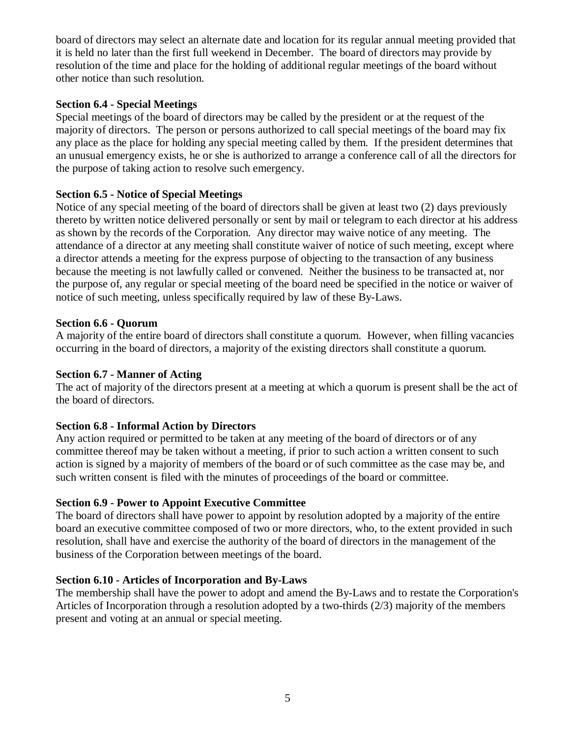board of directors may select an alternate date and location for its regular annual meeting provided that it is held no later than the first full weekend in December. The board of directors may provide by resolution of the time and place for the holding of additional regular meetings of the board without other notice than such resolution.

**Section 6.4 - Special Meetings**

Special meetings of the board of directors may be called by the president or at the request of the majority of directors. The person or persons authorized to call special meetings of the board may fix any place as the place for holding any special meeting called by them. If the president determines that an unusual emergency exists, he or she is authorized to arrange a conference call of all the directors for the purpose of taking action to resolve such emergency.

**Section 6.5 - Notice of Special Meetings**

Notice of any special meeting of the board of directors shall be given at least two (2) days previously thereto by written notice delivered personally or sent by mail or telegram to each director at his address as shown by the records of the Corporation. Any director may waive notice of any meeting. The attendance of a director at any meeting shall constitute waiver of notice of such meeting, except where a director attends a meeting for the express purpose of objecting to the transaction of any business because the meeting is not lawfully called or convened. Neither the business to be transacted at, nor the purpose of, any regular or special meeting of the board need be specified in the notice or waiver of notice of such meeting, unless specifically required by law of these By-Laws.

**Section 6.6 - Quorum**

A majority of the entire board of directors shall constitute a quorum. However, when filling vacancies occurring in the board of directors, a majority of the existing directors shall constitute a quorum.

**Section 6.7 - Manner of Acting**

The act of majority of the directors present at a meeting at which a quorum is present shall be the act of the board of directors.

**Section 6.8 - Informal Action by Directors**

Any action required or permitted to be taken at any meeting of the board of directors or of any committee thereof may be taken without a meeting, if prior to such action a written consent to such action is signed by a majority of members of the board or of such committee as the case may be, and such written consent is filed with the minutes of proceedings of the board or committee.

**Section 6.9 - Power to Appoint Executive Committee**

The board of directors shall have power to appoint by resolution adopted by a majority of the entire board an executive committee composed of two or more directors, who, to the extent provided in such resolution, shall have and exercise the authority of the board of directors in the management of the business of the Corporation between meetings of the board.

**Section 6.10 - Articles of Incorporation and By-Laws**

The membership shall have the power to adopt and amend the By-Laws and to restate the Corporation's Articles of Incorporation through a resolution adopted by a two-thirds (2/3) majority of the members present and voting at an annual or special meeting.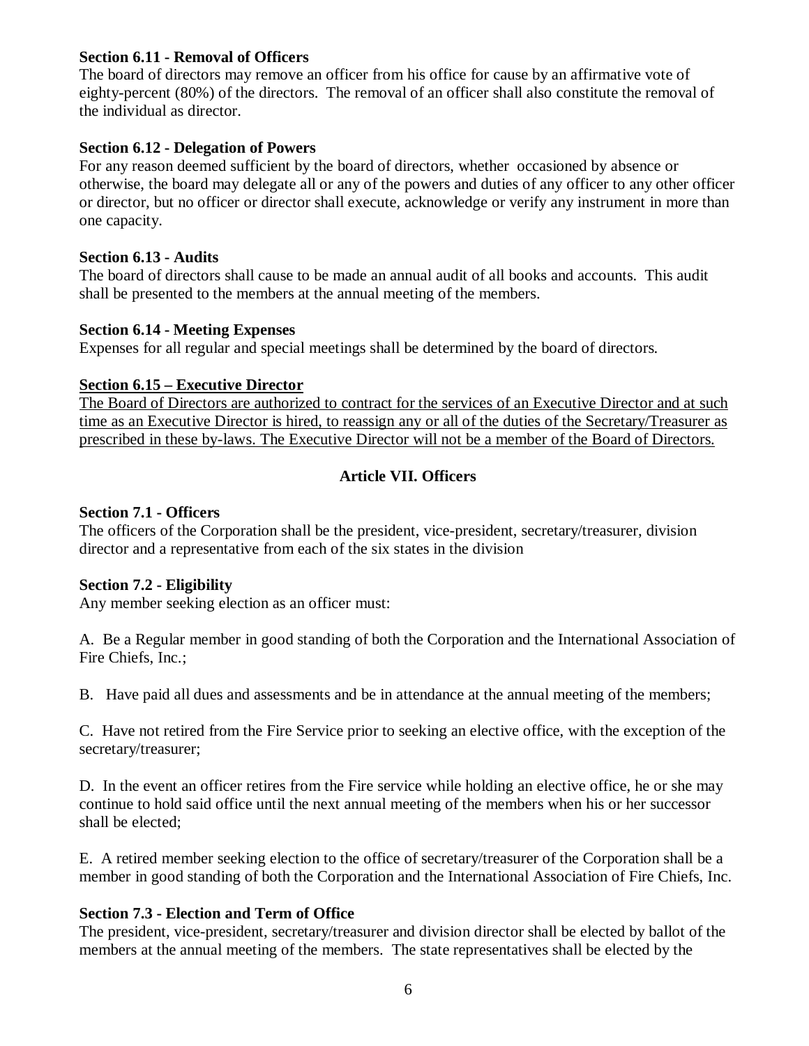**Section 6.11 - Removal of Officers**
The board of directors may remove an officer from his office for cause by an affirmative vote of eighty-percent (80%) of the directors. The removal of an officer shall also constitute the removal of the individual as director.

**Section 6.12 - Delegation of Powers**
For any reason deemed sufficient by the board of directors, whether occasioned by absence or otherwise, the board may delegate all or any of the powers and duties of any officer to any other officer or director, but no officer or director shall execute, acknowledge or verify any instrument in more than one capacity.

**Section 6.13 - Audits**
The board of directors shall cause to be made an annual audit of all books and accounts. This audit shall be presented to the members at the annual meeting of the members.

**Section 6.14 - Meeting Expenses**
Expenses for all regular and special meetings shall be determined by the board of directors.

<u>**Section 6.15 – Executive Director**</u>
<u>The Board of Directors are authorized to contract for the services of an Executive Director and at such time as an Executive Director is hired, to reassign any or all of the duties of the Secretary/Treasurer as prescribed in these by-laws. The Executive Director will not be a member of the Board of Directors.</u>

## Article VII. Officers

**Section 7.1 - Officers**
The officers of the Corporation shall be the president, vice-president, secretary/treasurer, division director and a representative from each of the six states in the division

**Section 7.2 - Eligibility**
Any member seeking election as an officer must:

A. Be a Regular member in good standing of both the Corporation and the International Association of Fire Chiefs, Inc.;

B. Have paid all dues and assessments and be in attendance at the annual meeting of the members;

C. Have not retired from the Fire Service prior to seeking an elective office, with the exception of the secretary/treasurer;

D. In the event an officer retires from the Fire service while holding an elective office, he or she may continue to hold said office until the next annual meeting of the members when his or her successor shall be elected;

E. A retired member seeking election to the office of secretary/treasurer of the Corporation shall be a member in good standing of both the Corporation and the International Association of Fire Chiefs, Inc.

**Section 7.3 - Election and Term of Office**
The president, vice-president, secretary/treasurer and division director shall be elected by ballot of the members at the annual meeting of the members. The state representatives shall be elected by the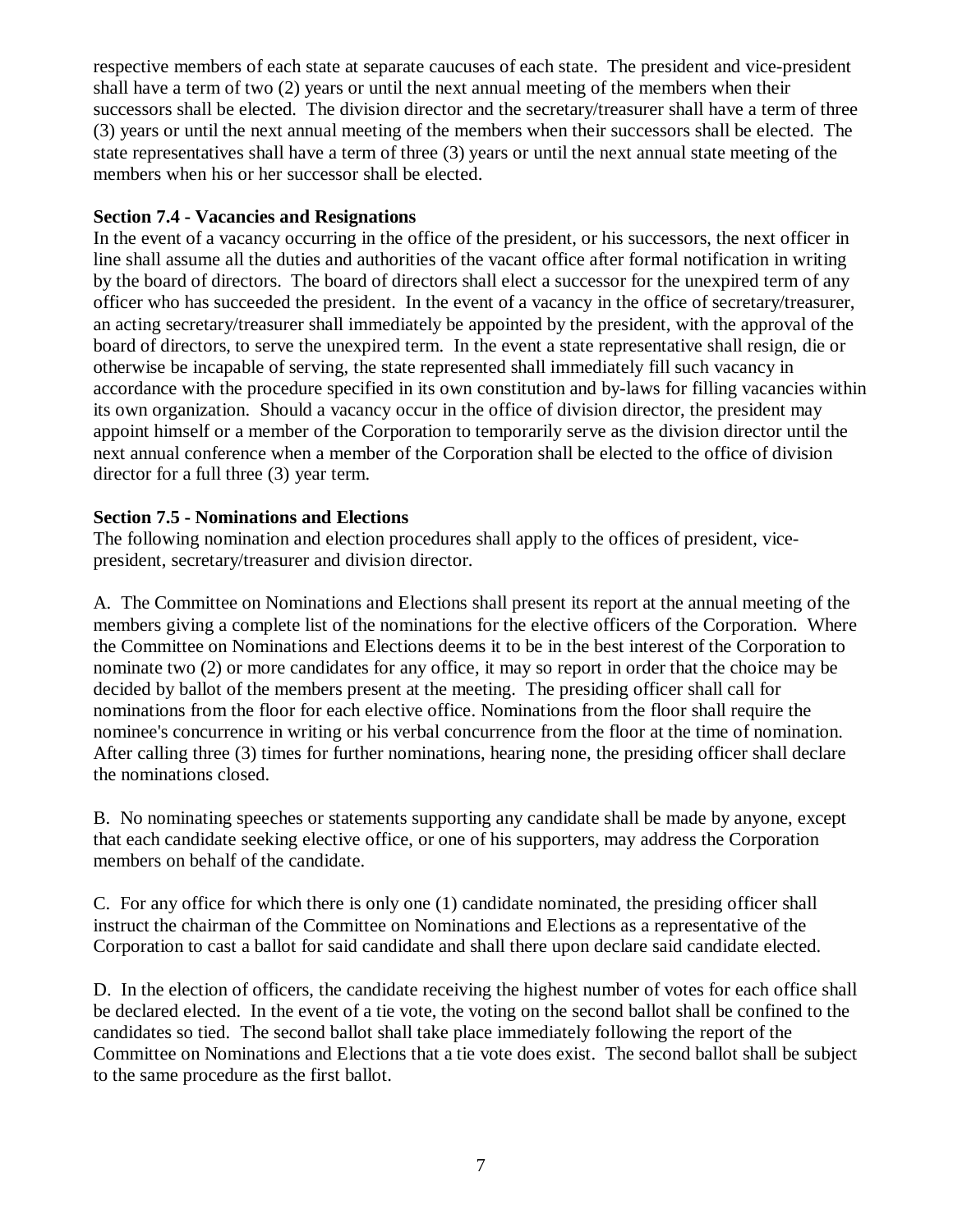respective members of each state at separate caucuses of each state. The president and vice-president shall have a term of two (2) years or until the next annual meeting of the members when their successors shall be elected. The division director and the secretary/treasurer shall have a term of three (3) years or until the next annual meeting of the members when their successors shall be elected. The state representatives shall have a term of three (3) years or until the next annual state meeting of the members when his or her successor shall be elected.

**Section 7.4 - Vacancies and Resignations**

In the event of a vacancy occurring in the office of the president, or his successors, the next officer in line shall assume all the duties and authorities of the vacant office after formal notification in writing by the board of directors. The board of directors shall elect a successor for the unexpired term of any officer who has succeeded the president. In the event of a vacancy in the office of secretary/treasurer, an acting secretary/treasurer shall immediately be appointed by the president, with the approval of the board of directors, to serve the unexpired term. In the event a state representative shall resign, die or otherwise be incapable of serving, the state represented shall immediately fill such vacancy in accordance with the procedure specified in its own constitution and by-laws for filling vacancies within its own organization. Should a vacancy occur in the office of division director, the president may appoint himself or a member of the Corporation to temporarily serve as the division director until the next annual conference when a member of the Corporation shall be elected to the office of division director for a full three (3) year term.

**Section 7.5 - Nominations and Elections**

The following nomination and election procedures shall apply to the offices of president, vice-president, secretary/treasurer and division director.

A. The Committee on Nominations and Elections shall present its report at the annual meeting of the members giving a complete list of the nominations for the elective officers of the Corporation. Where the Committee on Nominations and Elections deems it to be in the best interest of the Corporation to nominate two (2) or more candidates for any office, it may so report in order that the choice may be decided by ballot of the members present at the meeting. The presiding officer shall call for nominations from the floor for each elective office. Nominations from the floor shall require the nominee's concurrence in writing or his verbal concurrence from the floor at the time of nomination. After calling three (3) times for further nominations, hearing none, the presiding officer shall declare the nominations closed.

B. No nominating speeches or statements supporting any candidate shall be made by anyone, except that each candidate seeking elective office, or one of his supporters, may address the Corporation members on behalf of the candidate.

C. For any office for which there is only one (1) candidate nominated, the presiding officer shall instruct the chairman of the Committee on Nominations and Elections as a representative of the Corporation to cast a ballot for said candidate and shall there upon declare said candidate elected.

D. In the election of officers, the candidate receiving the highest number of votes for each office shall be declared elected. In the event of a tie vote, the voting on the second ballot shall be confined to the candidates so tied. The second ballot shall take place immediately following the report of the Committee on Nominations and Elections that a tie vote does exist. The second ballot shall be subject to the same procedure as the first ballot.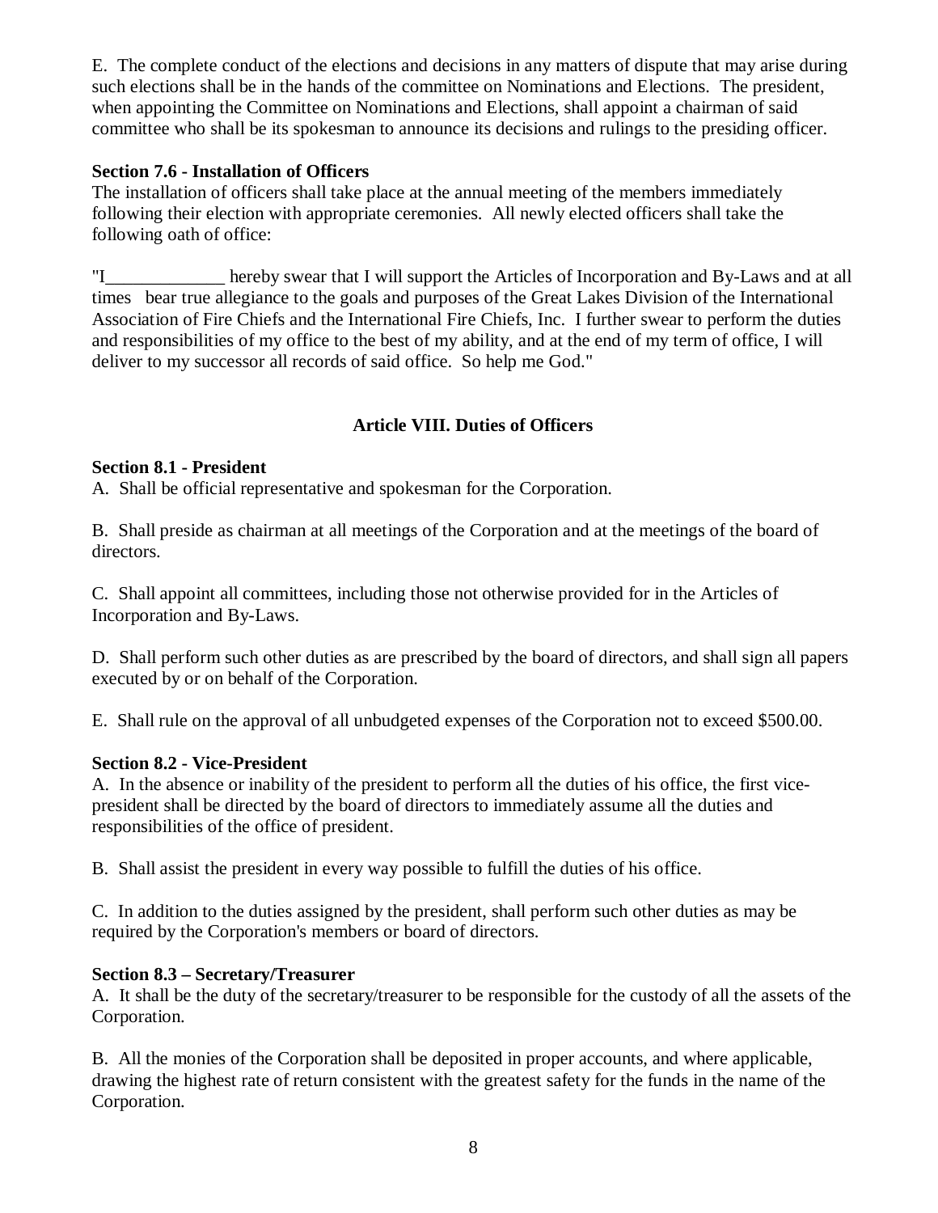E. The complete conduct of the elections and decisions in any matters of dispute that may arise during such elections shall be in the hands of the committee on Nominations and Elections. The president, when appointing the Committee on Nominations and Elections, shall appoint a chairman of said committee who shall be its spokesman to announce its decisions and rulings to the presiding officer.

**Section 7.6 - Installation of Officers**
The installation of officers shall take place at the annual meeting of the members immediately following their election with appropriate ceremonies. All newly elected officers shall take the following oath of office:

"I_____________ hereby swear that I will support the Articles of Incorporation and By-Laws and at all times bear true allegiance to the goals and purposes of the Great Lakes Division of the International Association of Fire Chiefs and the International Fire Chiefs, Inc. I further swear to perform the duties and responsibilities of my office to the best of my ability, and at the end of my term of office, I will deliver to my successor all records of said office. So help me God."

## Article VIII. Duties of Officers

**Section 8.1 - President**
A. Shall be official representative and spokesman for the Corporation.

B. Shall preside as chairman at all meetings of the Corporation and at the meetings of the board of directors.

C. Shall appoint all committees, including those not otherwise provided for in the Articles of Incorporation and By-Laws.

D. Shall perform such other duties as are prescribed by the board of directors, and shall sign all papers executed by or on behalf of the Corporation.

E. Shall rule on the approval of all unbudgeted expenses of the Corporation not to exceed $500.00.

**Section 8.2 - Vice-President**
A. In the absence or inability of the president to perform all the duties of his office, the first vice-president shall be directed by the board of directors to immediately assume all the duties and responsibilities of the office of president.

B. Shall assist the president in every way possible to fulfill the duties of his office.

C. In addition to the duties assigned by the president, shall perform such other duties as may be required by the Corporation's members or board of directors.

**Section 8.3 – Secretary/Treasurer**
A. It shall be the duty of the secretary/treasurer to be responsible for the custody of all the assets of the Corporation.

B. All the monies of the Corporation shall be deposited in proper accounts, and where applicable, drawing the highest rate of return consistent with the greatest safety for the funds in the name of the Corporation.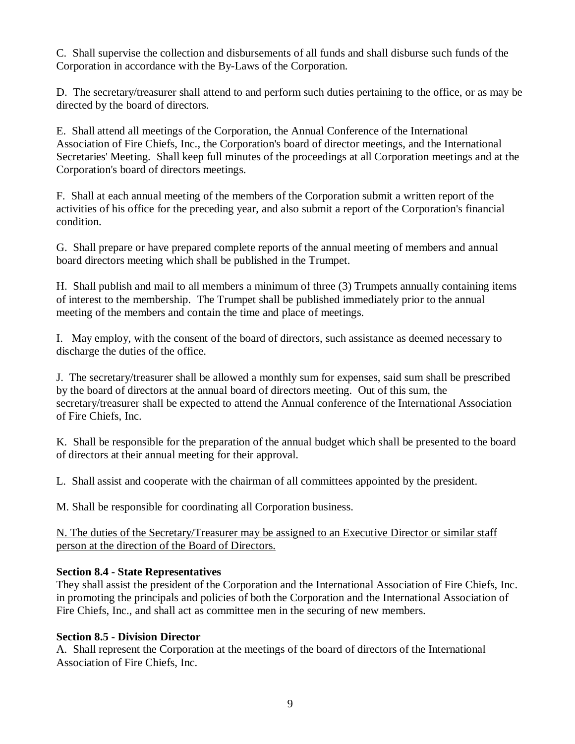C. Shall supervise the collection and disbursements of all funds and shall disburse such funds of the Corporation in accordance with the By-Laws of the Corporation.

D. The secretary/treasurer shall attend to and perform such duties pertaining to the office, or as may be directed by the board of directors.

E. Shall attend all meetings of the Corporation, the Annual Conference of the International Association of Fire Chiefs, Inc., the Corporation's board of director meetings, and the International Secretaries' Meeting. Shall keep full minutes of the proceedings at all Corporation meetings and at the Corporation's board of directors meetings.

F. Shall at each annual meeting of the members of the Corporation submit a written report of the activities of his office for the preceding year, and also submit a report of the Corporation's financial condition.

G. Shall prepare or have prepared complete reports of the annual meeting of members and annual board directors meeting which shall be published in the Trumpet.

H. Shall publish and mail to all members a minimum of three (3) Trumpets annually containing items of interest to the membership. The Trumpet shall be published immediately prior to the annual meeting of the members and contain the time and place of meetings.

I. May employ, with the consent of the board of directors, such assistance as deemed necessary to discharge the duties of the office.

J. The secretary/treasurer shall be allowed a monthly sum for expenses, said sum shall be prescribed by the board of directors at the annual board of directors meeting. Out of this sum, the secretary/treasurer shall be expected to attend the Annual conference of the International Association of Fire Chiefs, Inc.

K. Shall be responsible for the preparation of the annual budget which shall be presented to the board of directors at their annual meeting for their approval.

L. Shall assist and cooperate with the chairman of all committees appointed by the president.

M. Shall be responsible for coordinating all Corporation business.

<u>N. The duties of the Secretary/Treasurer may be assigned to an Executive Director or similar staff person at the direction of the Board of Directors.</u>

**Section 8.4 - State Representatives**
They shall assist the president of the Corporation and the International Association of Fire Chiefs, Inc. in promoting the principals and policies of both the Corporation and the International Association of Fire Chiefs, Inc., and shall act as committee men in the securing of new members.

**Section 8.5 - Division Director**
A. Shall represent the Corporation at the meetings of the board of directors of the International Association of Fire Chiefs, Inc.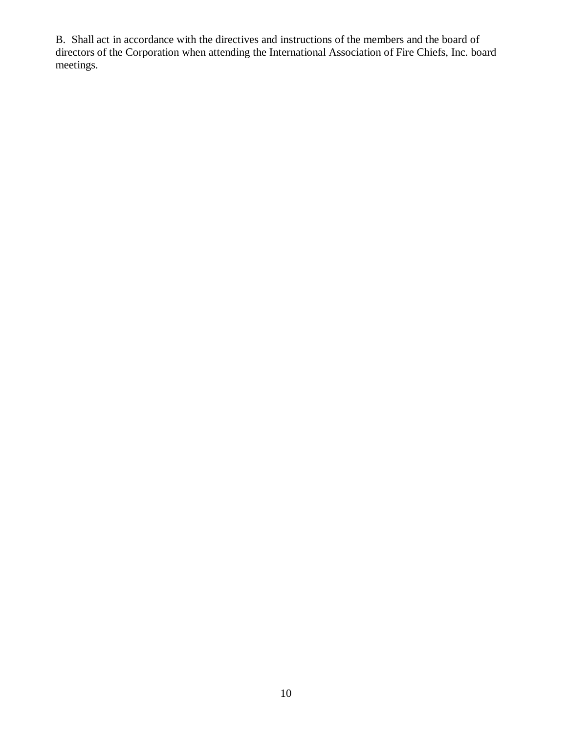B. Shall act in accordance with the directives and instructions of the members and the board of directors of the Corporation when attending the International Association of Fire Chiefs, Inc. board meetings.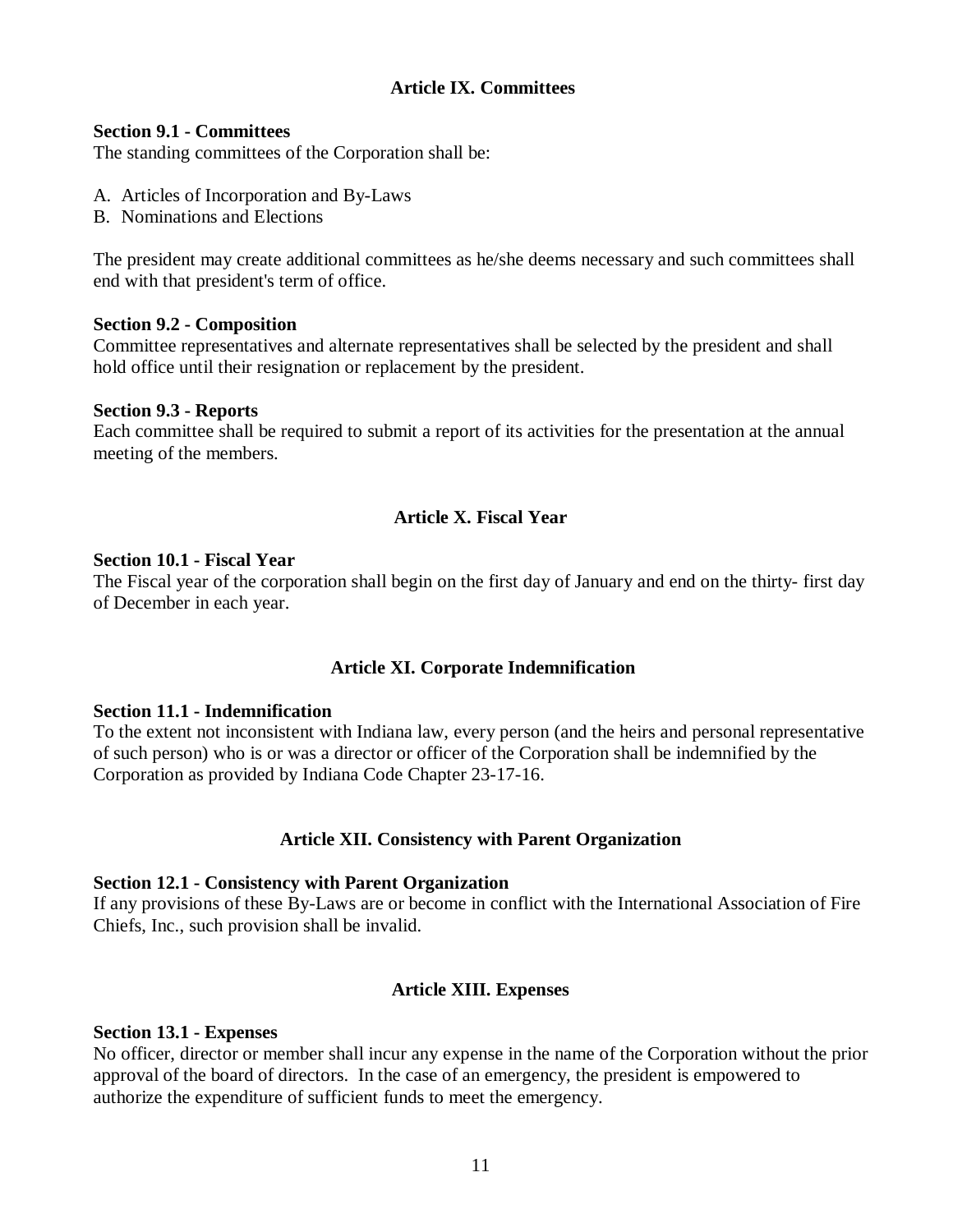## Article IX. Committees

**Section 9.1 - Committees**
The standing committees of the Corporation shall be:

A. Articles of Incorporation and By-Laws
B. Nominations and Elections

The president may create additional committees as he/she deems necessary and such committees shall end with that president's term of office.

**Section 9.2 - Composition**
Committee representatives and alternate representatives shall be selected by the president and shall hold office until their resignation or replacement by the president.

**Section 9.3 - Reports**
Each committee shall be required to submit a report of its activities for the presentation at the annual meeting of the members.

## Article X. Fiscal Year

**Section 10.1 - Fiscal Year**
The Fiscal year of the corporation shall begin on the first day of January and end on the thirty- first day of December in each year.

## Article XI. Corporate Indemnification

**Section 11.1 - Indemnification**
To the extent not inconsistent with Indiana law, every person (and the heirs and personal representative of such person) who is or was a director or officer of the Corporation shall be indemnified by the Corporation as provided by Indiana Code Chapter 23-17-16.

## Article XII. Consistency with Parent Organization

**Section 12.1 - Consistency with Parent Organization**
If any provisions of these By-Laws are or become in conflict with the International Association of Fire Chiefs, Inc., such provision shall be invalid.

## Article XIII. Expenses

**Section 13.1 - Expenses**
No officer, director or member shall incur any expense in the name of the Corporation without the prior approval of the board of directors. In the case of an emergency, the president is empowered to authorize the expenditure of sufficient funds to meet the emergency.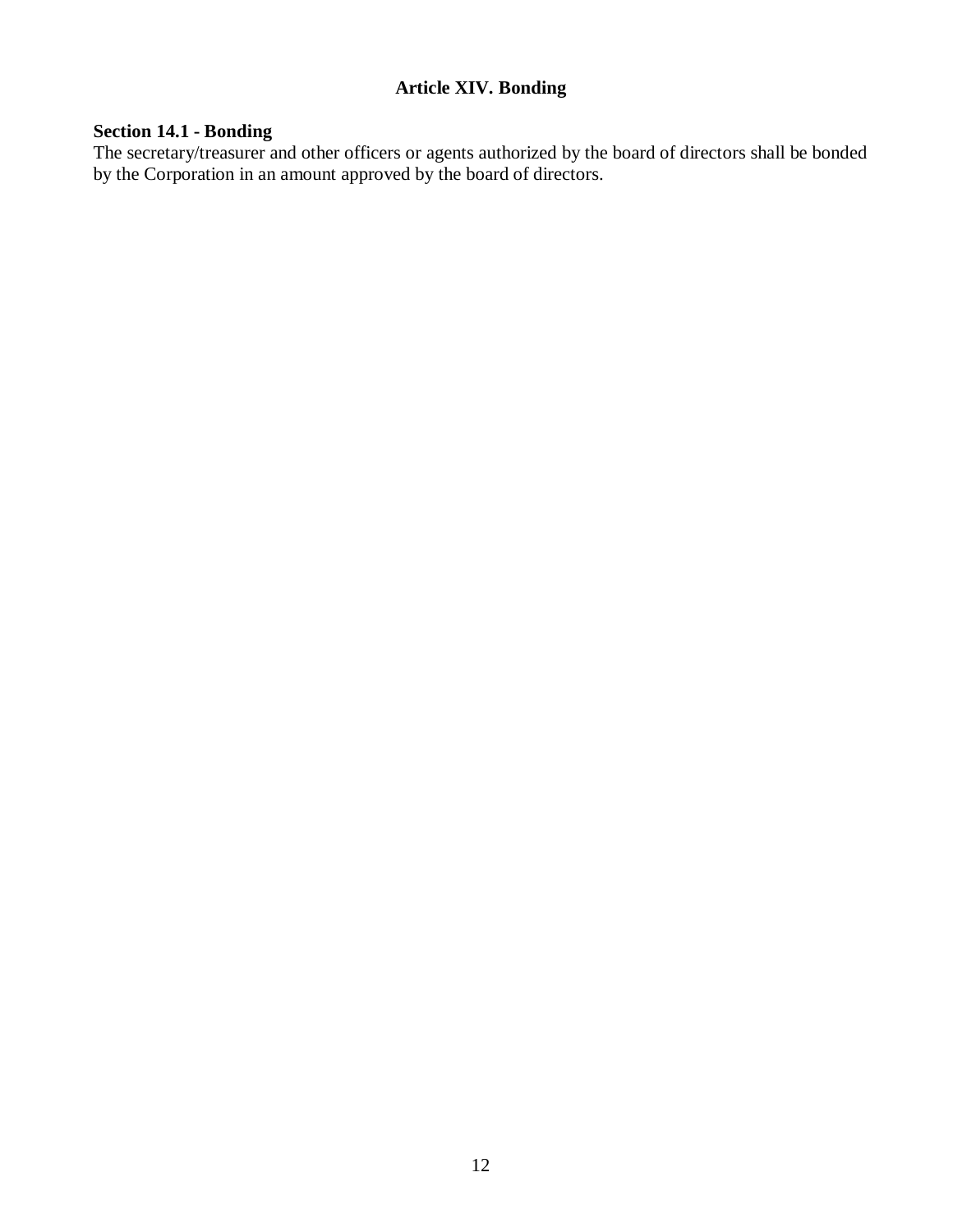## Article XIV. Bonding

**Section 14.1 - Bonding**

The secretary/treasurer and other officers or agents authorized by the board of directors shall be bonded by the Corporation in an amount approved by the board of directors.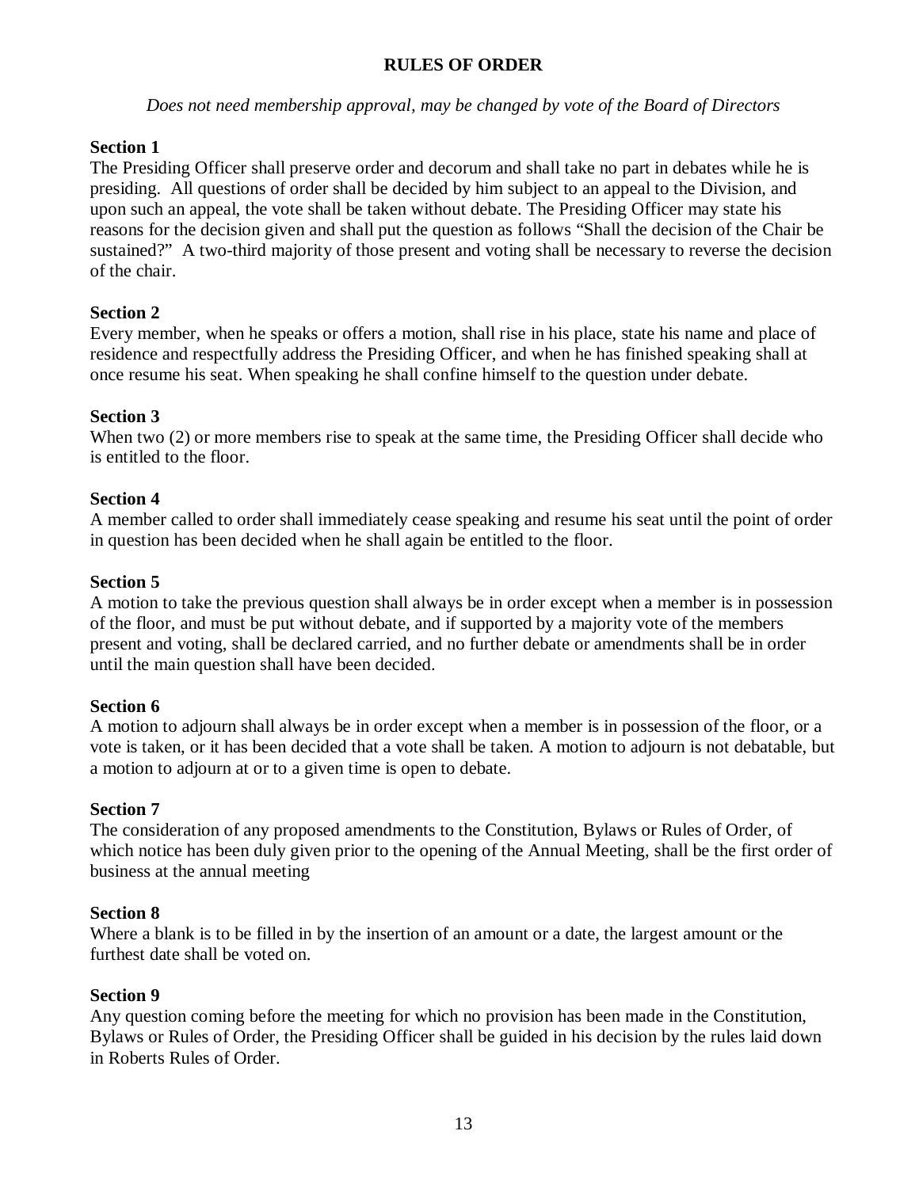# RULES OF ORDER

*Does not need membership approval, may be changed by vote of the Board of Directors*

**Section 1**
The Presiding Officer shall preserve order and decorum and shall take no part in debates while he is presiding. All questions of order shall be decided by him subject to an appeal to the Division, and upon such an appeal, the vote shall be taken without debate. The Presiding Officer may state his reasons for the decision given and shall put the question as follows "Shall the decision of the Chair be sustained?" A two-third majority of those present and voting shall be necessary to reverse the decision of the chair.

**Section 2**
Every member, when he speaks or offers a motion, shall rise in his place, state his name and place of residence and respectfully address the Presiding Officer, and when he has finished speaking shall at once resume his seat. When speaking he shall confine himself to the question under debate.

**Section 3**
When two (2) or more members rise to speak at the same time, the Presiding Officer shall decide who is entitled to the floor.

**Section 4**
A member called to order shall immediately cease speaking and resume his seat until the point of order in question has been decided when he shall again be entitled to the floor.

**Section 5**
A motion to take the previous question shall always be in order except when a member is in possession of the floor, and must be put without debate, and if supported by a majority vote of the members present and voting, shall be declared carried, and no further debate or amendments shall be in order until the main question shall have been decided.

**Section 6**
A motion to adjourn shall always be in order except when a member is in possession of the floor, or a vote is taken, or it has been decided that a vote shall be taken. A motion to adjourn is not debatable, but a motion to adjourn at or to a given time is open to debate.

**Section 7**
The consideration of any proposed amendments to the Constitution, Bylaws or Rules of Order, of which notice has been duly given prior to the opening of the Annual Meeting, shall be the first order of business at the annual meeting

**Section 8**
Where a blank is to be filled in by the insertion of an amount or a date, the largest amount or the furthest date shall be voted on.

**Section 9**
Any question coming before the meeting for which no provision has been made in the Constitution, Bylaws or Rules of Order, the Presiding Officer shall be guided in his decision by the rules laid down in Roberts Rules of Order.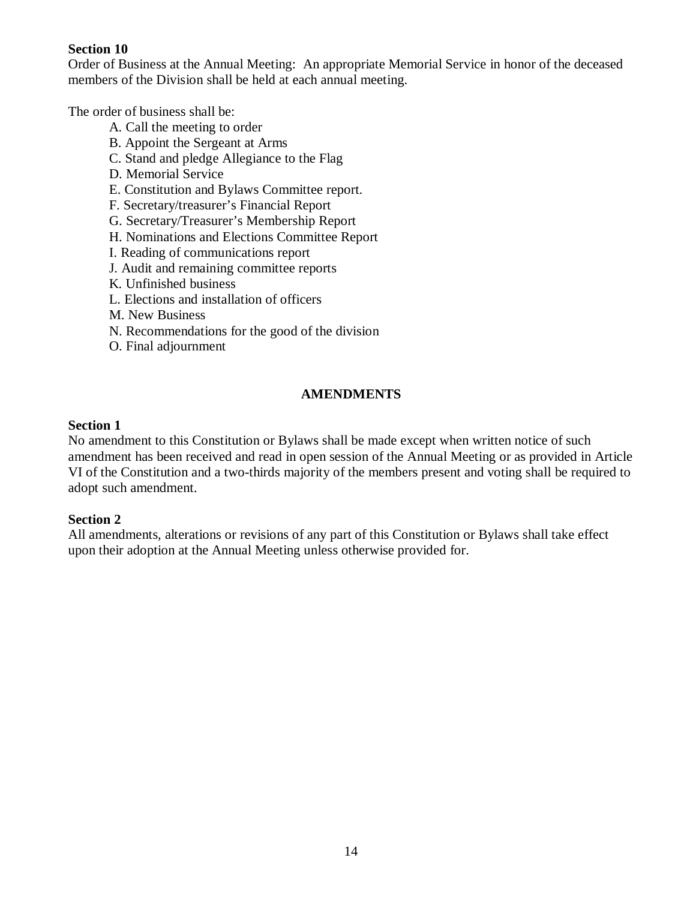**Section 10**

Order of Business at the Annual Meeting: An appropriate Memorial Service in honor of the deceased members of the Division shall be held at each annual meeting.

The order of business shall be:

A. Call the meeting to order
B. Appoint the Sergeant at Arms
C. Stand and pledge Allegiance to the Flag
D. Memorial Service
E. Constitution and Bylaws Committee report.
F. Secretary/treasurer's Financial Report
G. Secretary/Treasurer's Membership Report
H. Nominations and Elections Committee Report
I. Reading of communications report
J. Audit and remaining committee reports
K. Unfinished business
L. Elections and installation of officers
M. New Business
N. Recommendations for the good of the division
O. Final adjournment

## AMENDMENTS

**Section 1**

No amendment to this Constitution or Bylaws shall be made except when written notice of such amendment has been received and read in open session of the Annual Meeting or as provided in Article VI of the Constitution and a two-thirds majority of the members present and voting shall be required to adopt such amendment.

**Section 2**

All amendments, alterations or revisions of any part of this Constitution or Bylaws shall take effect upon their adoption at the Annual Meeting unless otherwise provided for.